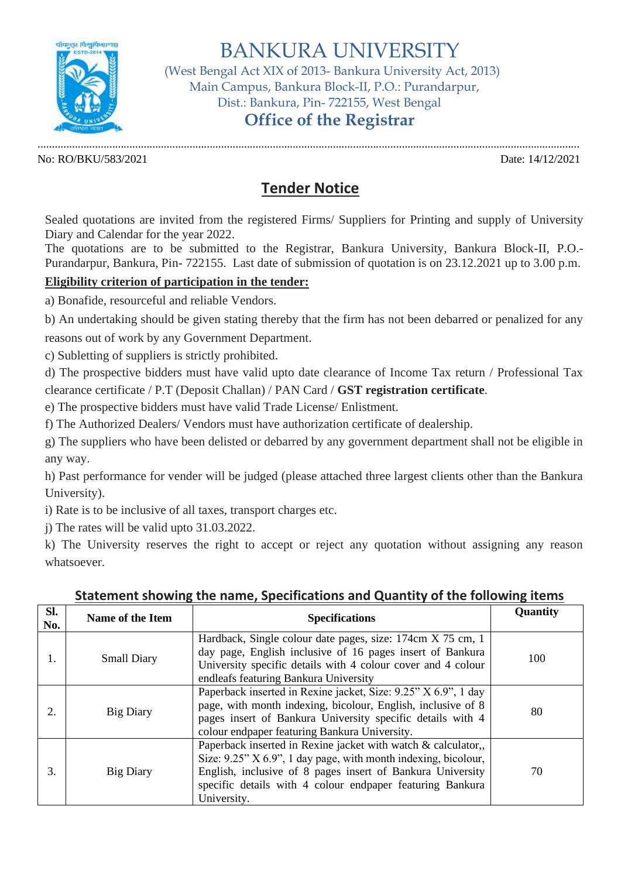# BANKURA UNIVERSITY

(West Bengal Act XIX of 2013- Bankura University Act, 2013)
Main Campus, Bankura Block-II, P.O.: Purandarpur,
Dist.: Bankura, Pin- 722155, West Bengal

## Office of the Registrar

No: RO/BKU/583/2021 Date: 14/12/2021

## Tender Notice

Sealed quotations are invited from the registered Firms/ Suppliers for Printing and supply of University Diary and Calendar for the year 2022.
The quotations are to be submitted to the Registrar, Bankura University, Bankura Block-II, P.O.- Purandarpur, Bankura, Pin- 722155. Last date of submission of quotation is on 23.12.2021 up to 3.00 p.m.

**Eligibility criterion of participation in the tender:**

a) Bonafide, resourceful and reliable Vendors.

b) An undertaking should be given stating thereby that the firm has not been debarred or penalized for any reasons out of work by any Government Department.

c) Subletting of suppliers is strictly prohibited.

d) The prospective bidders must have valid upto date clearance of Income Tax return / Professional Tax clearance certificate / P.T (Deposit Challan) / PAN Card / **GST registration certificate**.

e) The prospective bidders must have valid Trade License/ Enlistment.

f) The Authorized Dealers/ Vendors must have authorization certificate of dealership.

g) The suppliers who have been delisted or debarred by any government department shall not be eligible in any way.

h) Past performance for vender will be judged (please attached three largest clients other than the Bankura University).

i) Rate is to be inclusive of all taxes, transport charges etc.

j) The rates will be valid upto 31.03.2022.

k) The University reserves the right to accept or reject any quotation without assigning any reason whatsoever.

**Statement showing the name, Specifications and Quantity of the following items**

| Sl. No. | Name of the Item | Specifications | Quantity |
|---|---|---|---|
| 1. | Small Diary | Hardback, Single colour date pages, size: 174cm X 75 cm, 1 day page, English inclusive of 16 pages insert of Bankura University specific details with 4 colour cover and 4 colour endleafs featuring Bankura University | 100 |
| 2. | Big Diary | Paperback inserted in Rexine jacket, Size: 9.25" X 6.9", 1 day page, with month indexing, bicolour, English, inclusive of 8 pages insert of Bankura University specific details with 4 colour endpaper featuring Bankura University. | 80 |
| 3. | Big Diary | Paperback inserted in Rexine jacket with watch & calculator,, Size: 9.25" X 6.9", 1 day page, with month indexing, bicolour, English, inclusive of 8 pages insert of Bankura University specific details with 4 colour endpaper featuring Bankura University. | 70 |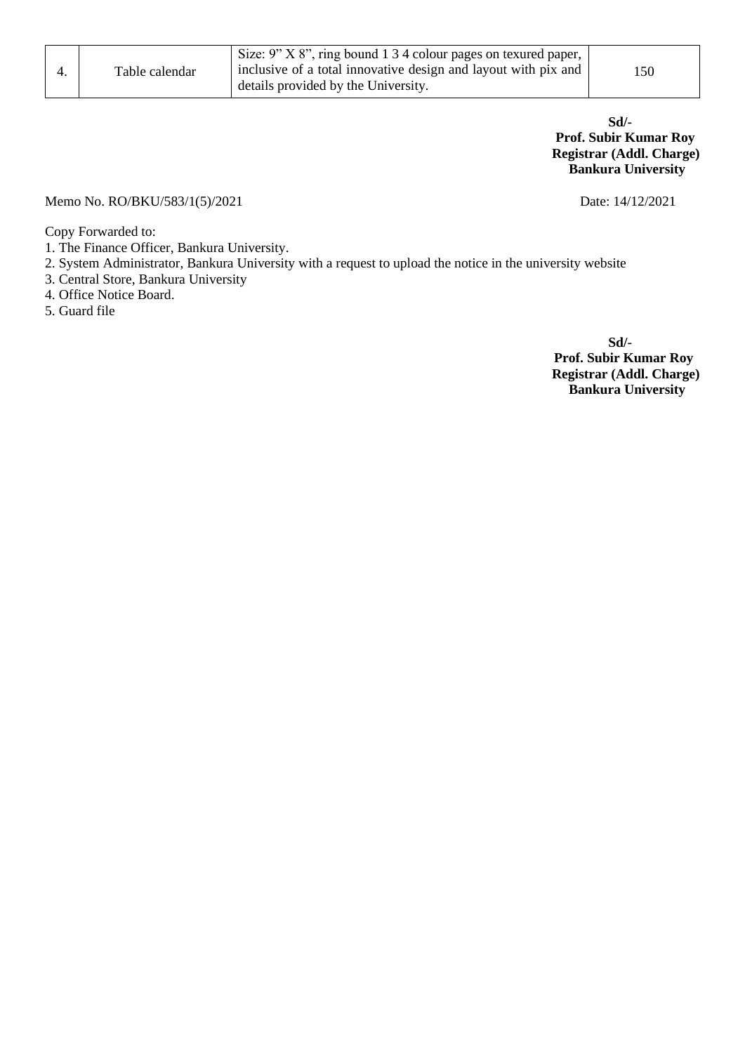| | | | |
|---|---|---|---|
| 4. | Table calendar | Size: 9" X 8", ring bound 1 3 4 colour pages on texured paper, inclusive of a total innovative design and layout with pix and details provided by the University. | 150 |

**Sd/-**
**Prof. Subir Kumar Roy**
**Registrar (Addl. Charge)**
**Bankura University**

Memo No. RO/BKU/583/1(5)/2021 Date: 14/12/2021

Copy Forwarded to:

1. The Finance Officer, Bankura University.
2. System Administrator, Bankura University with a request to upload the notice in the university website
3. Central Store, Bankura University
4. Office Notice Board.
5. Guard file

**Sd/-**
**Prof. Subir Kumar Roy**
**Registrar (Addl. Charge)**
**Bankura University**